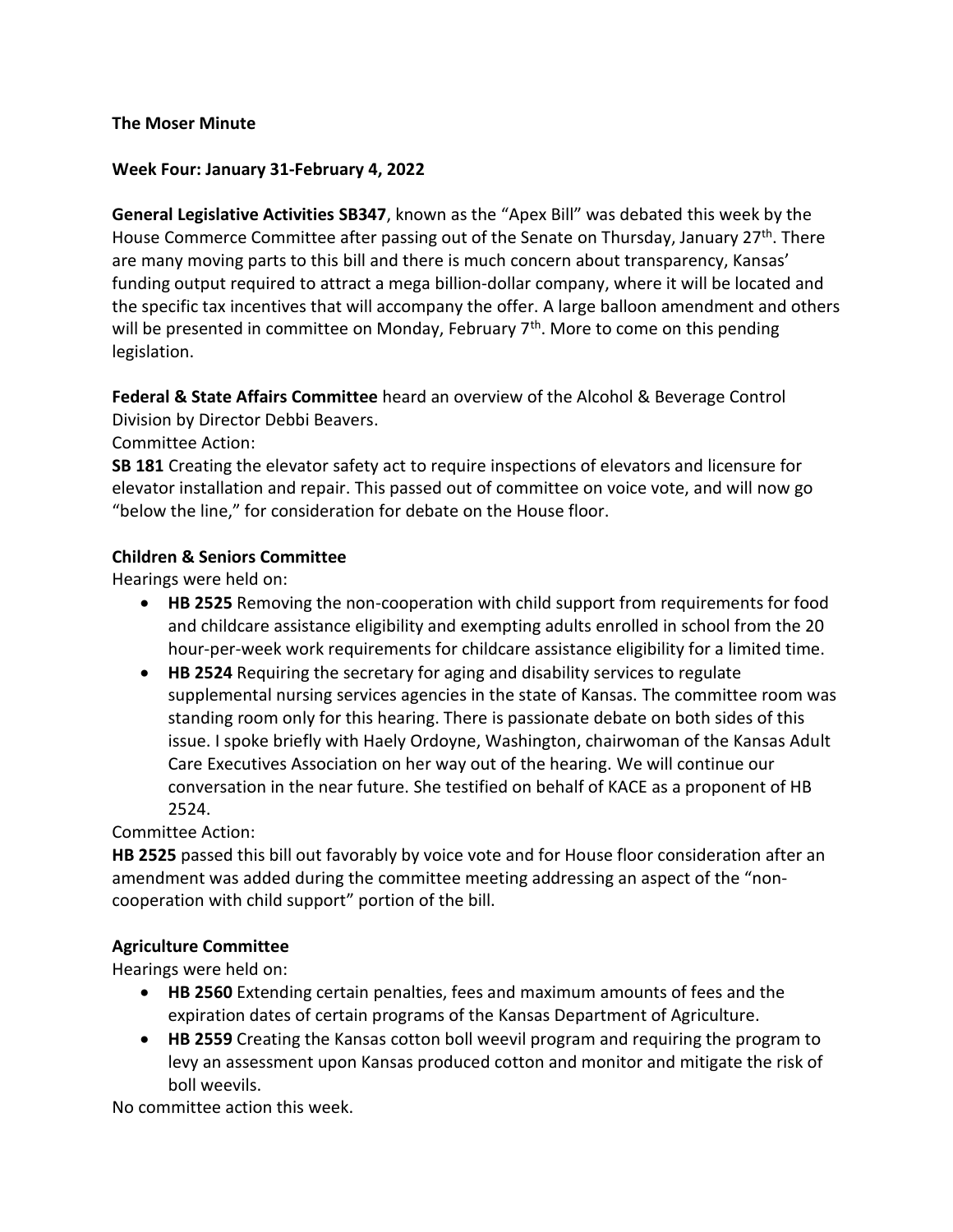**The Moser Minute**

**Week Four: January 31-February 4, 2022**

**General Legislative Activities SB347**, known as the "Apex Bill" was debated this week by the House Commerce Committee after passing out of the Senate on Thursday, January 27th. There are many moving parts to this bill and there is much concern about transparency, Kansas' funding output required to attract a mega billion-dollar company, where it will be located and the specific tax incentives that will accompany the offer. A large balloon amendment and others will be presented in committee on Monday, February 7th. More to come on this pending legislation.

**Federal & State Affairs Committee** heard an overview of the Alcohol & Beverage Control Division by Director Debbi Beavers.

Committee Action:

**SB 181** Creating the elevator safety act to require inspections of elevators and licensure for elevator installation and repair. This passed out of committee on voice vote, and will now go "below the line," for consideration for debate on the House floor.

**Children & Seniors Committee**

Hearings were held on:

- **HB 2525** Removing the non-cooperation with child support from requirements for food and childcare assistance eligibility and exempting adults enrolled in school from the 20 hour-per-week work requirements for childcare assistance eligibility for a limited time.
- **HB 2524** Requiring the secretary for aging and disability services to regulate supplemental nursing services agencies in the state of Kansas. The committee room was standing room only for this hearing. There is passionate debate on both sides of this issue. I spoke briefly with Haely Ordoyne, Washington, chairwoman of the Kansas Adult Care Executives Association on her way out of the hearing. We will continue our conversation in the near future. She testified on behalf of KACE as a proponent of HB 2524.

Committee Action:

**HB 2525** passed this bill out favorably by voice vote and for House floor consideration after an amendment was added during the committee meeting addressing an aspect of the "non-cooperation with child support" portion of the bill.

**Agriculture Committee**

Hearings were held on:

- **HB 2560** Extending certain penalties, fees and maximum amounts of fees and the expiration dates of certain programs of the Kansas Department of Agriculture.
- **HB 2559** Creating the Kansas cotton boll weevil program and requiring the program to levy an assessment upon Kansas produced cotton and monitor and mitigate the risk of boll weevils.

No committee action this week.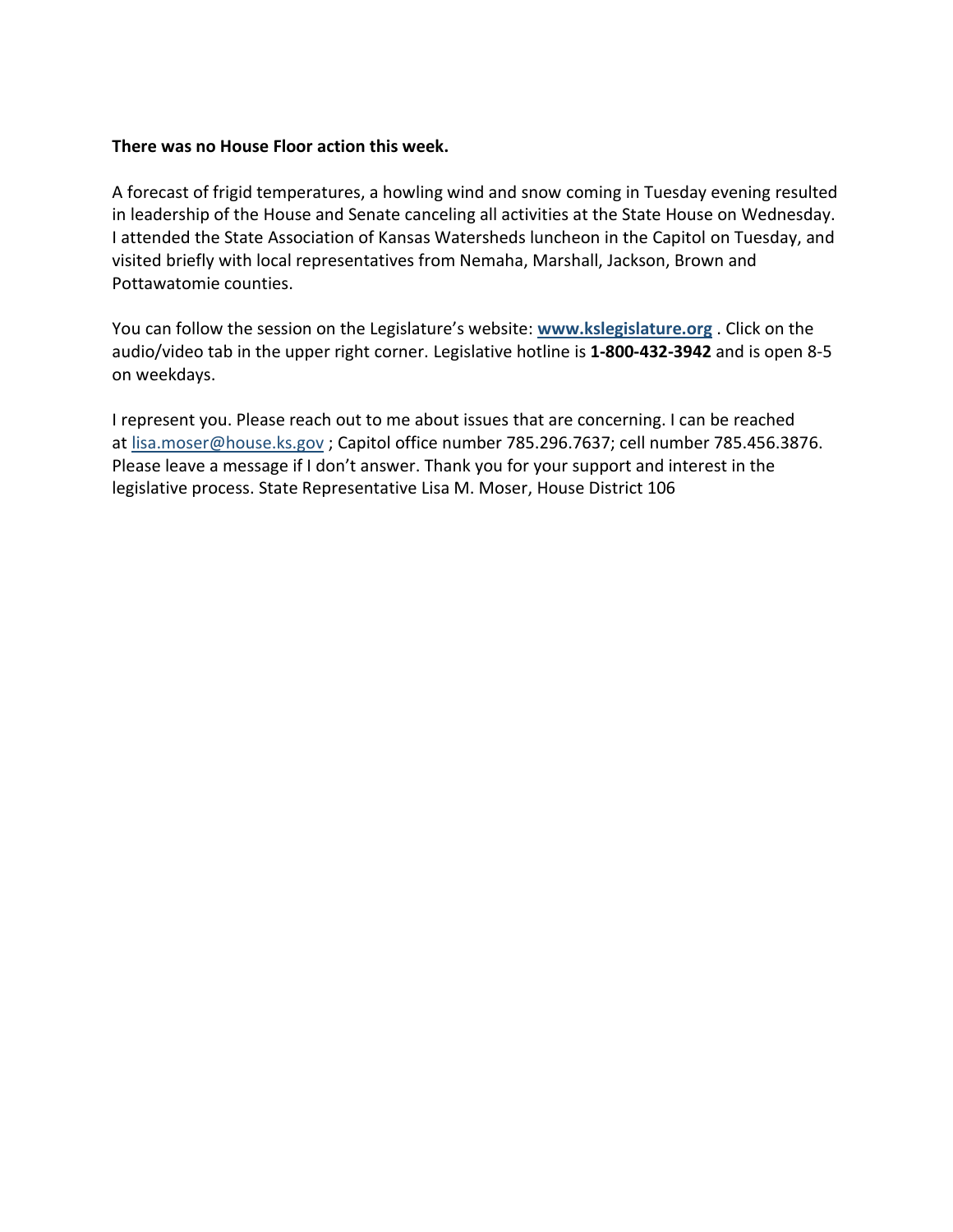**There was no House Floor action this week.**

A forecast of frigid temperatures, a howling wind and snow coming in Tuesday evening resulted in leadership of the House and Senate canceling all activities at the State House on Wednesday. I attended the State Association of Kansas Watersheds luncheon in the Capitol on Tuesday, and visited briefly with local representatives from Nemaha, Marshall, Jackson, Brown and Pottawatomie counties.

You can follow the session on the Legislature's website: **www.kslegislature.org** . Click on the audio/video tab in the upper right corner. Legislative hotline is **1-800-432-3942** and is open 8-5 on weekdays.

I represent you. Please reach out to me about issues that are concerning. I can be reached at lisa.moser@house.ks.gov ; Capitol office number 785.296.7637; cell number 785.456.3876. Please leave a message if I don't answer. Thank you for your support and interest in the legislative process. State Representative Lisa M. Moser, House District 106